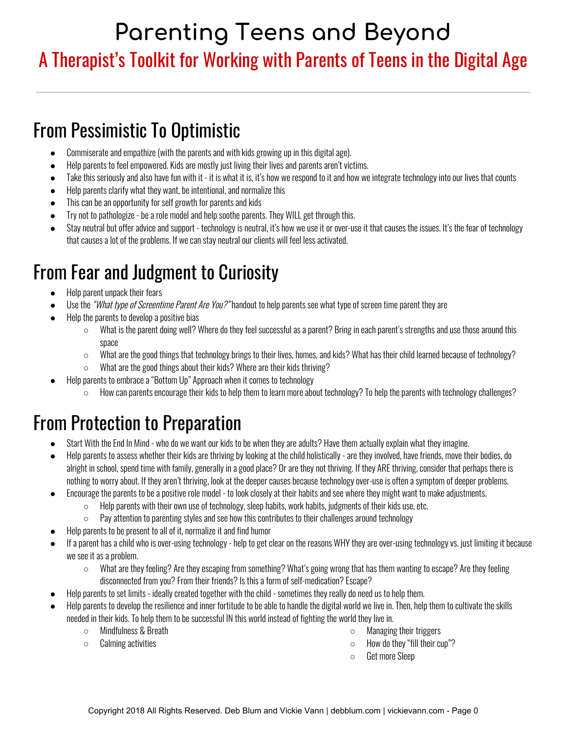# Parenting Teens and Beyond

## A Therapist's Toolkit for Working with Parents of Teens in the Digital Age

---

## From Pessimistic To Optimistic

- Commiserate and empathize (with the parents and with kids growing up in this digital age).
- Help parents to feel empowered. Kids are mostly just living their lives and parents aren't victims.
- Take this seriously and also have fun with it - it is what it is, it's how we respond to it and how we integrate technology into our lives that counts
- Help parents clarify what they want, be intentional, and normalize this
- This can be an opportunity for self growth for parents and kids
- Try not to pathologize - be a role model and help soothe parents. They WILL get through this.
- Stay neutral but offer advice and support - technology is neutral, it's how we use it or over-use it that causes the issues. It's the fear of technology that causes a lot of the problems. If we can stay neutral our clients will feel less activated.

## From Fear and Judgment to Curiosity

- Help parent unpack their fears
- Use the *"What type of Screentime Parent Are You?"* handout to help parents see what type of screen time parent they are
- Help the parents to develop a positive bias
  - What is the parent doing well? Where do they feel successful as a parent? Bring in each parent's strengths and use those around this space
  - What are the good things that technology brings to their lives, homes, and kids? What has their child learned because of technology?
  - What are the good things about their kids? Where are their kids thriving?
- Help parents to embrace a "Bottom Up" Approach when it comes to technology
  - How can parents encourage their kids to help them to learn more about technology? To help the parents with technology challenges?

## From Protection to Preparation

- Start With the End In Mind - who do we want our kids to be when they are adults? Have them actually explain what they imagine.
- Help parents to assess whether their kids are thriving by looking at the child holistically - are they involved, have friends, move their bodies, do alright in school, spend time with family, generally in a good place? Or are they not thriving. If they ARE thriving, consider that perhaps there is nothing to worry about. If they aren't thriving, look at the deeper causes because technology over-use is often a symptom of deeper problems.
- Encourage the parents to be a positive role model - to look closely at their habits and see where they might want to make adjustments.
  - Help parents with their own use of technology, sleep habits, work habits, judgments of their kids use, etc.
  - Pay attention to parenting styles and see how this contributes to their challenges around technology
- Help parents to be present to all of it, normalize it and find humor
- If a parent has a child who is over-using technology - help to get clear on the reasons WHY they are over-using technology vs. just limiting it because we see it as a problem.
  - What are they feeling? Are they escaping from something? What's going wrong that has them wanting to escape? Are they feeling disconnected from you? From their friends? Is this a form of self-medication? Escape?
- Help parents to set limits - ideally created together with the child - sometimes they really do need us to help them.
- Help parents to develop the resilience and inner fortitude to be able to handle the digital world we live in. Then, help them to cultivate the skills needed in their kids. To help them to be successful IN this world instead of fighting the world they live in.
  - Mindfulness & Breath
  - Calming activities
  - Managing their triggers
  - How do they "fill their cup"?
  - Get more Sleep

Copyright 2018 All Rights Reserved. Deb Blum and Vickie Vann | debblum.com | vickievann.com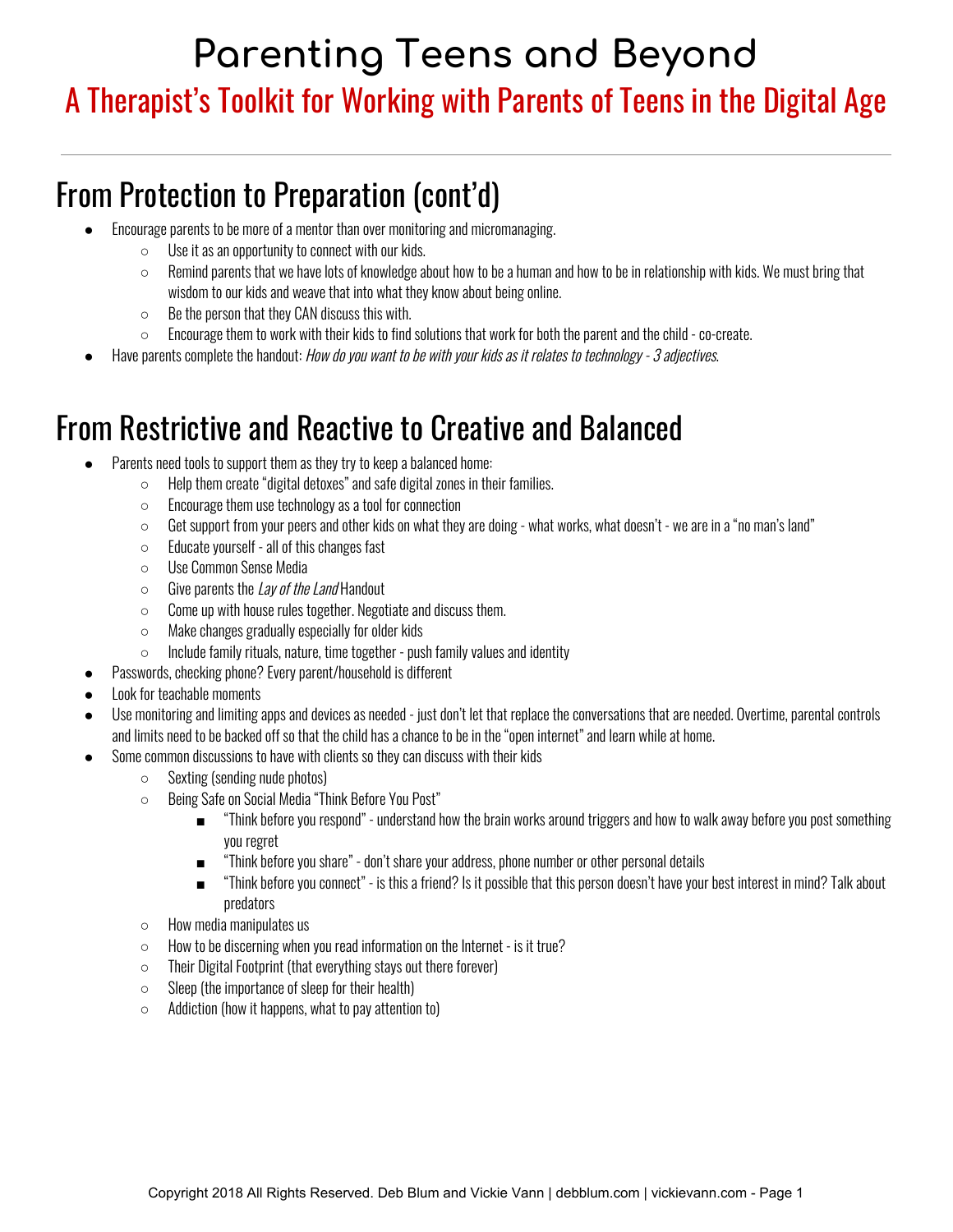# Parenting Teens and Beyond

## A Therapist's Toolkit for Working with Parents of Teens in the Digital Age

---

## From Protection to Preparation (cont'd)

- Encourage parents to be more of a mentor than over monitoring and micromanaging.
  - Use it as an opportunity to connect with our kids.
  - Remind parents that we have lots of knowledge about how to be a human and how to be in relationship with kids. We must bring that wisdom to our kids and weave that into what they know about being online.
  - Be the person that they CAN discuss this with.
  - Encourage them to work with their kids to find solutions that work for both the parent and the child - co-create.
- Have parents complete the handout: *How do you want to be with your kids as it relates to technology - 3 adjectives*.

## From Restrictive and Reactive to Creative and Balanced

- Parents need tools to support them as they try to keep a balanced home:
  - Help them create "digital detoxes" and safe digital zones in their families.
  - Encourage them use technology as a tool for connection
  - Get support from your peers and other kids on what they are doing - what works, what doesn't - we are in a "no man's land"
  - Educate yourself - all of this changes fast
  - Use Common Sense Media
  - Give parents the *Lay of the Land* Handout
  - Come up with house rules together. Negotiate and discuss them.
  - Make changes gradually especially for older kids
  - Include family rituals, nature, time together - push family values and identity
- Passwords, checking phone? Every parent/household is different
- Look for teachable moments
- Use monitoring and limiting apps and devices as needed - just don't let that replace the conversations that are needed. Overtime, parental controls and limits need to be backed off so that the child has a chance to be in the "open internet" and learn while at home.
- Some common discussions to have with clients so they can discuss with their kids
  - Sexting (sending nude photos)
  - Being Safe on Social Media "Think Before You Post"
    - "Think before you respond" - understand how the brain works around triggers and how to walk away before you post something you regret
    - "Think before you share" - don't share your address, phone number or other personal details
    - "Think before you connect" - is this a friend? Is it possible that this person doesn't have your best interest in mind? Talk about predators
  - How media manipulates us
  - How to be discerning when you read information on the Internet - is it true?
  - Their Digital Footprint (that everything stays out there forever)
  - Sleep (the importance of sleep for their health)
  - Addiction (how it happens, what to pay attention to)

Copyright 2018 All Rights Reserved. Deb Blum and Vickie Vann | debblum.com | vickievann.com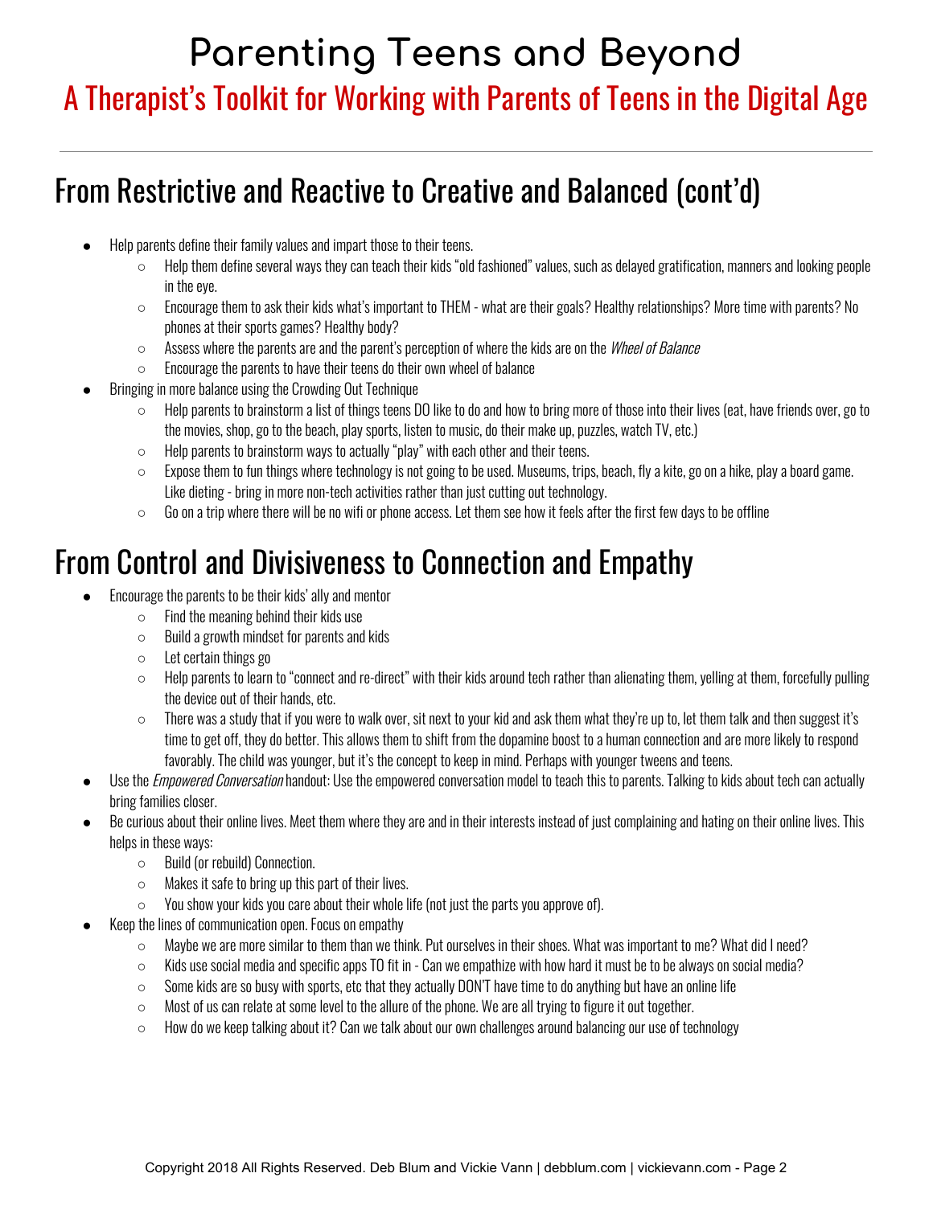# Parenting Teens and Beyond

## A Therapist's Toolkit for Working with Parents of Teens in the Digital Age

---

## From Restrictive and Reactive to Creative and Balanced (cont'd)

- Help parents define their family values and impart those to their teens.
  - Help them define several ways they can teach their kids "old fashioned" values, such as delayed gratification, manners and looking people in the eye.
  - Encourage them to ask their kids what's important to THEM - what are their goals? Healthy relationships? More time with parents? No phones at their sports games? Healthy body?
  - Assess where the parents are and the parent's perception of where the kids are on the *Wheel of Balance*
  - Encourage the parents to have their teens do their own wheel of balance
- Bringing in more balance using the Crowding Out Technique
  - Help parents to brainstorm a list of things teens DO like to do and how to bring more of those into their lives (eat, have friends over, go to the movies, shop, go to the beach, play sports, listen to music, do their make up, puzzles, watch TV, etc.)
  - Help parents to brainstorm ways to actually "play" with each other and their teens.
  - Expose them to fun things where technology is not going to be used. Museums, trips, beach, fly a kite, go on a hike, play a board game. Like dieting - bring in more non-tech activities rather than just cutting out technology.
  - Go on a trip where there will be no wifi or phone access. Let them see how it feels after the first few days to be offline

## From Control and Divisiveness to Connection and Empathy

- Encourage the parents to be their kids' ally and mentor
  - Find the meaning behind their kids use
  - Build a growth mindset for parents and kids
  - Let certain things go
  - Help parents to learn to "connect and re-direct" with their kids around tech rather than alienating them, yelling at them, forcefully pulling the device out of their hands, etc.
  - There was a study that if you were to walk over, sit next to your kid and ask them what they're up to, let them talk and then suggest it's time to get off, they do better. This allows them to shift from the dopamine boost to a human connection and are more likely to respond favorably. The child was younger, but it's the concept to keep in mind. Perhaps with younger tweens and teens.
- Use the *Empowered Conversation* handout: Use the empowered conversation model to teach this to parents. Talking to kids about tech can actually bring families closer.
- Be curious about their online lives. Meet them where they are and in their interests instead of just complaining and hating on their online lives. This helps in these ways:
  - Build (or rebuild) Connection.
  - Makes it safe to bring up this part of their lives.
  - You show your kids you care about their whole life (not just the parts you approve of).
- Keep the lines of communication open. Focus on empathy
  - Maybe we are more similar to them than we think. Put ourselves in their shoes. What was important to me? What did I need?
  - Kids use social media and specific apps TO fit in - Can we empathize with how hard it must be to be always on social media?
  - Some kids are so busy with sports, etc that they actually DON'T have time to do anything but have an online life
  - Most of us can relate at some level to the allure of the phone. We are all trying to figure it out together.
  - How do we keep talking about it? Can we talk about our own challenges around balancing our use of technology

Copyright 2018 All Rights Reserved. Deb Blum and Vickie Vann | debblum.com | vickievann.com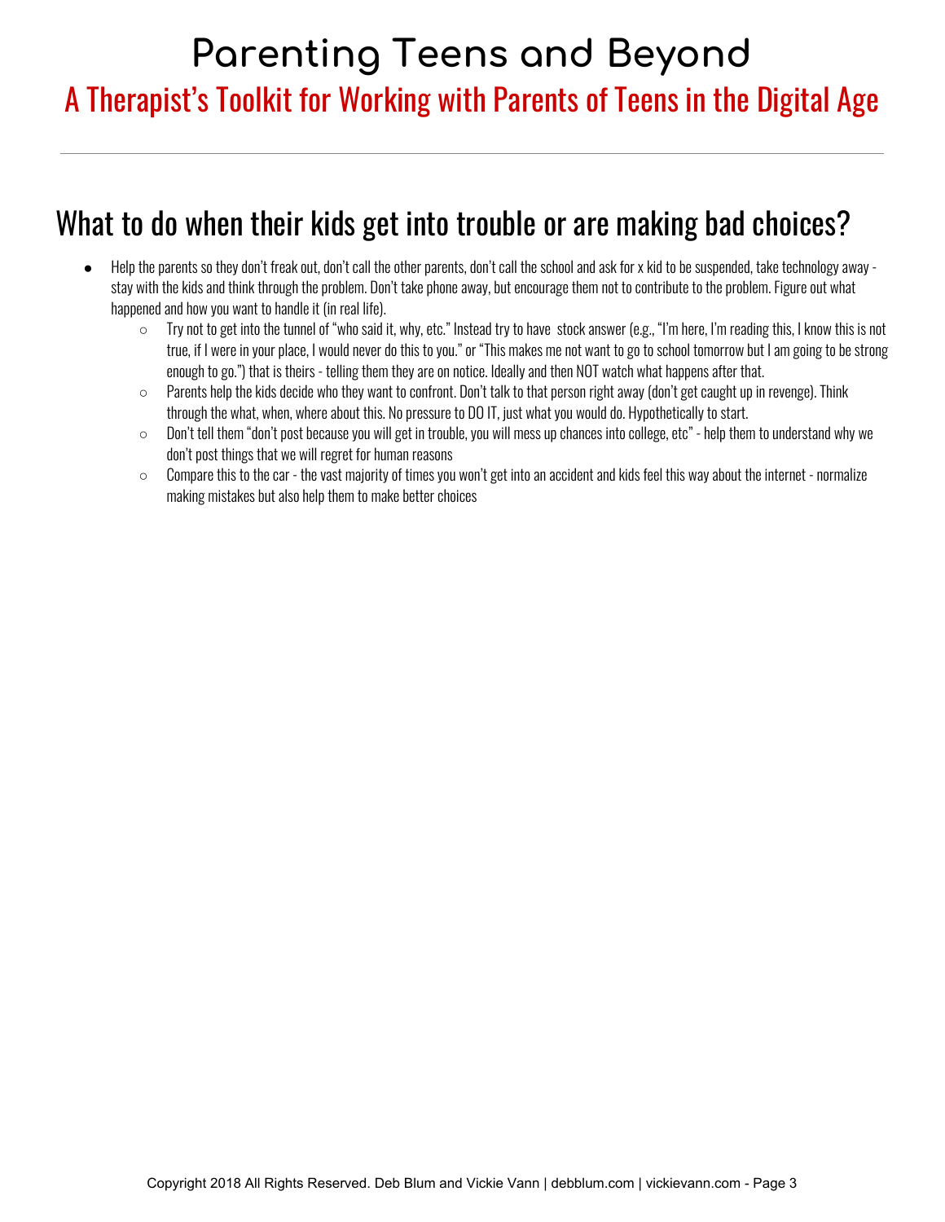## What to do when their kids get into trouble or are making bad choices?

- Help the parents so they don't freak out, don't call the other parents, don't call the school and ask for x kid to be suspended, take technology away - stay with the kids and think through the problem. Don't take phone away, but encourage them not to contribute to the problem. Figure out what happened and how you want to handle it (in real life).
    - Try not to get into the tunnel of "who said it, why, etc." Instead try to have  stock answer (e.g., "I'm here, I'm reading this, I know this is not true, if I were in your place, I would never do this to you." or "This makes me not want to go to school tomorrow but I am going to be strong enough to go.") that is theirs - telling them they are on notice. Ideally and then NOT watch what happens after that.
    - Parents help the kids decide who they want to confront. Don't talk to that person right away (don't get caught up in revenge). Think through the what, when, where about this. No pressure to DO IT, just what you would do. Hypothetically to start.
    - Don't tell them "don't post because you will get in trouble, you will mess up chances into college, etc" - help them to understand why we don't post things that we will regret for human reasons
    - Compare this to the car - the vast majority of times you won't get into an accident and kids feel this way about the internet - normalize making mistakes but also help them to make better choices